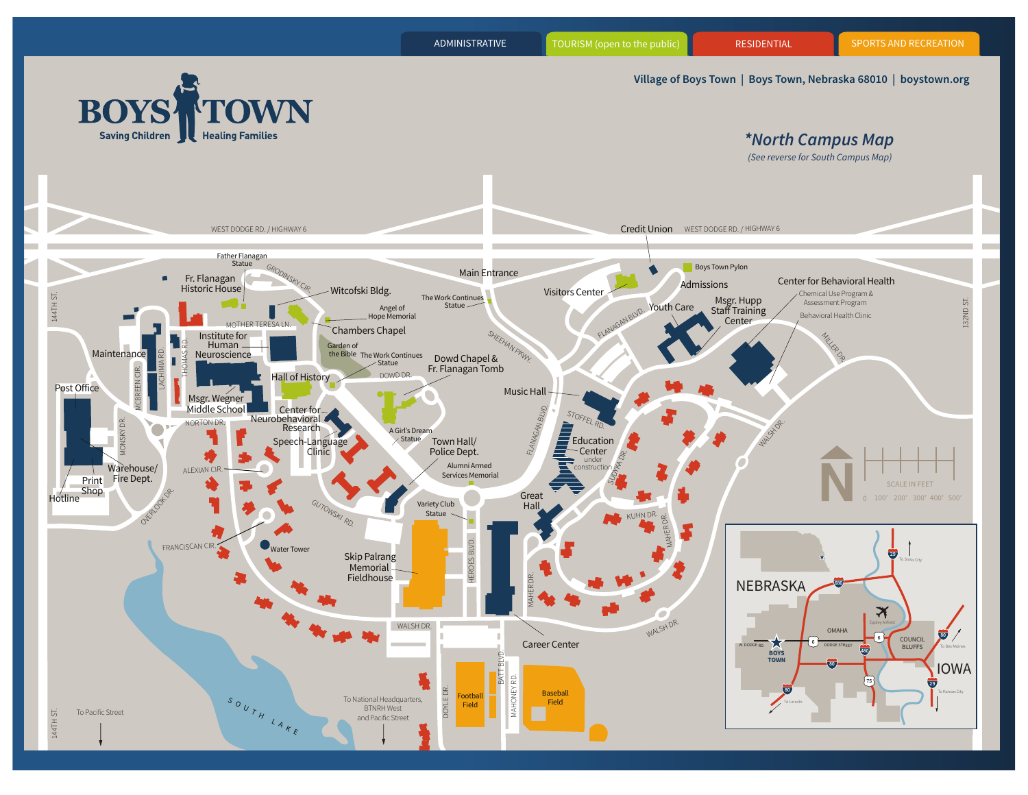ADMINISTRATIVE | TOURISM (open to the public) | RESIDENTIAL | SPORTS AND RECREATION

# BOYS TOWN

Saving Children Healing Families

Village of Boys Town | Boys Town, Nebraska 68010 | boystown.org

## *North Campus Map

*(See reverse for South Campus Map)*

WEST DODGE RD. / HIGHWAY 6

Credit Union

WEST DODGE RD. / HIGHWAY 6

Father Flanagan Statue

GRODINSKY CIR.

Fr. Flanagan Historic House

Witcofski Bldg.

Main Entrance

The Work Continues Statue

Angel of Hope Memorial

Visitors Center

Boys Town Pylon

Admissions

Center for Behavioral Health

Chemical Use Program & Assessment Program

Behavioral Health Clinic

Youth Care

Msgr. Hupp Staff Training Center

MOTHER TERESA LN.

Chambers Chapel

Institute for Human Neuroscience

Maintenance

Garden of the Bible

The Work Continues Statue

SHEEHAN PKWY.

FLANAGAN BLVD.

MILLER DR.

Dowd Chapel & Fr. Flanagan Tomb

DOWD DR.

Hall of History

Post Office

Msgr. Wegner Middle School

Music Hall

STOFFEL RD.

NORTON DR.

Center for Neurobehavioral Research

A Girl's Dream Statue

Speech-Language Clinic

Town Hall/ Police Dept.

Education Center under construction

WALSH DR.

ALEXIAN CIR.

Warehouse/ Fire Dept.

Print Shop

Hotline

Alumni Armed Services Memorial

SUDYKA DR.

OVERLOOK DR.

GUTOWSKI RD.

Variety Club Statue

Great Hall

KUHN DR.

FRANCISCAN CIR.

Water Tower

Skip Palrang Memorial Fieldhouse

HEROES BLVD.

MAHER DR.

WALSH DR.

WALSH DR.

Career Center

Football Field

Baseball Field

BATT BLVD.

DOYLE DR.

MAHONEY RD.

To National Headquarters, BTNRH West and Pacific Street

To Pacific Street

SOUTH LAKE

144TH ST.

132ND ST.

MCBREEN CIR.

LACHIMIA RD.

THOMAS RD.

MONSKY DR.

N

SCALE IN FEET: 0, 100', 200', 300', 400', 500'

NEBRASKA | IOWA | OMAHA | COUNCIL BLUFFS | BOYS TOWN | W. DODGE RD. | DODGE STREET | Eppley Airfield | To Sioux City | To Des Moines | To Lincoln | To Kansas City | 680 | 480 | 80 | 29 | 75 | 6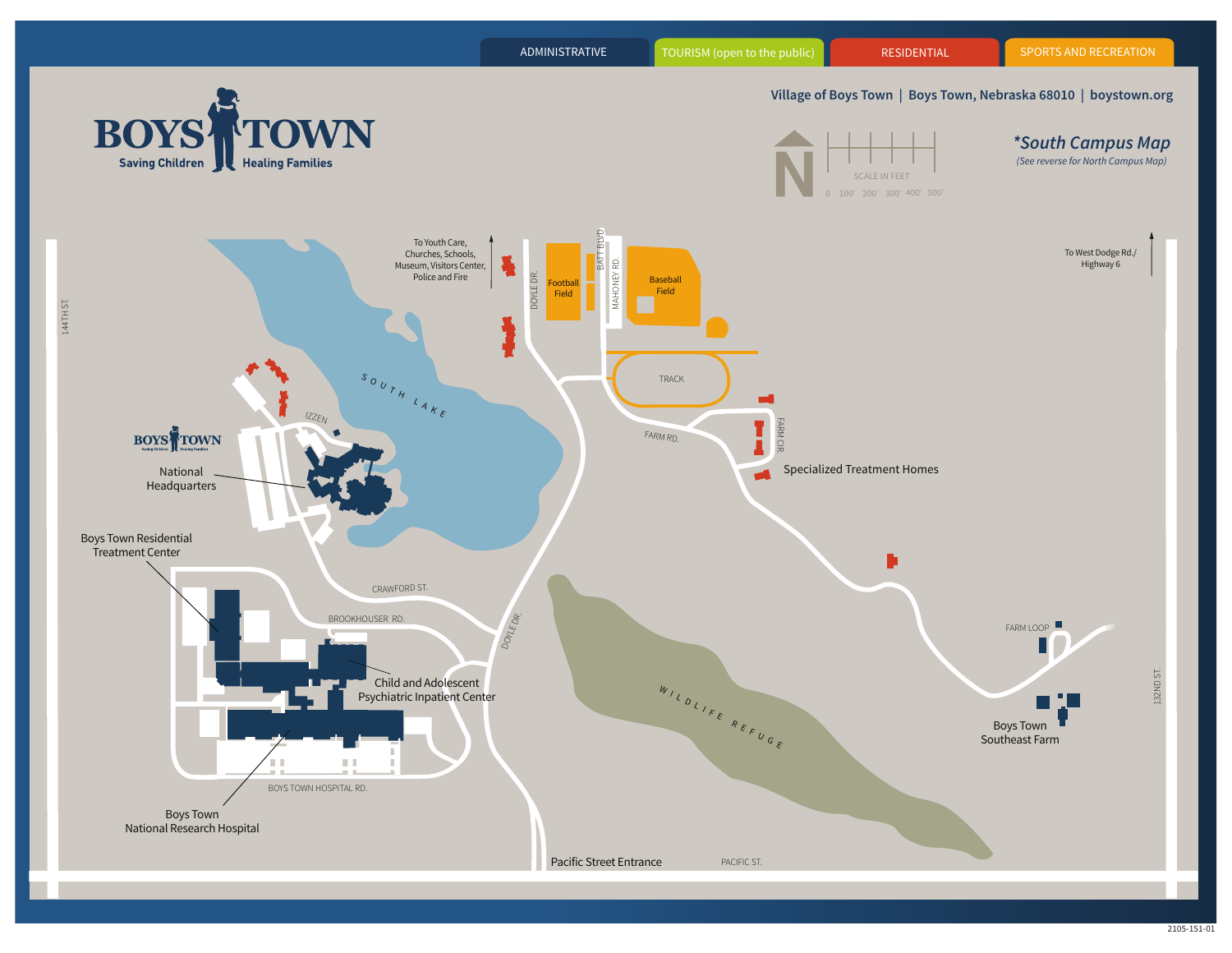ADMINISTRATIVE | TOURISM (open to the public) | RESIDENTIAL | SPORTS AND RECREATION

Village of Boys Town | Boys Town, Nebraska 68010 | boystown.org

# BOYS TOWN

Saving Children Healing Families

SCALE IN FEET

0 100' 200' 300' 400' 500'

## *South Campus Map

*(See reverse for North Campus Map)*

To Youth Care, Churches, Schools, Museum, Visitors Center, Police and Fire

To West Dodge Rd./ Highway 6

144TH ST.

DOYLE DR.

BATT BLVD

MAHONEY RD.

Football Field

Baseball Field

TRACK

SOUTH LAKE

IZZEN

FARM RD.

FARM CIR.

Specialized Treatment Homes

BOYS TOWN

National Headquarters

Boys Town Residential Treatment Center

CRAWFORD ST.

BROOKHOUSER RD.

DOYLE DR.

Child and Adolescent Psychiatric Inpatient Center

WILDLIFE REFUGE

FARM LOOP

132ND ST.

Boys Town Southeast Farm

BOYS TOWN HOSPITAL RD.

Boys Town National Research Hospital

Pacific Street Entrance

PACIFIC ST.

2105-151-01